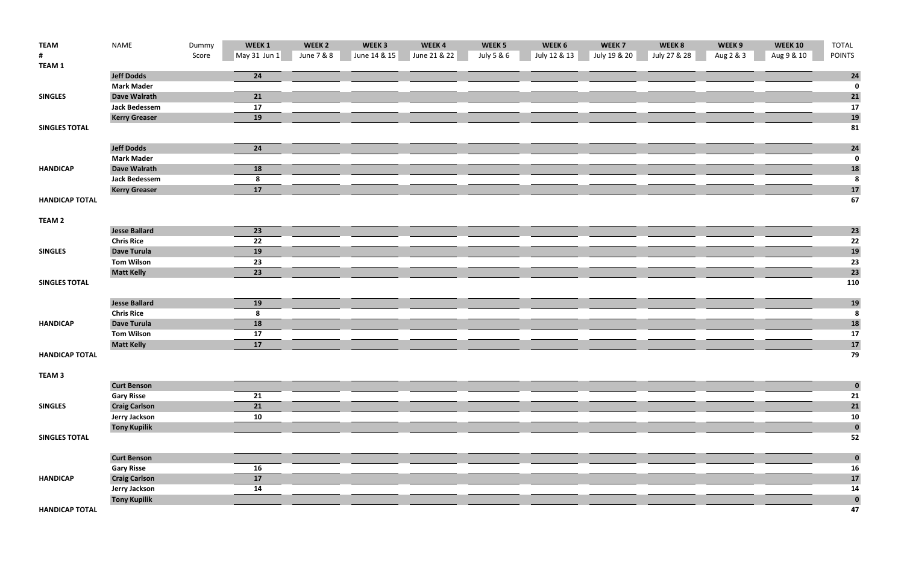| TEAM # | NAME | Dummy Score | WEEK 1 May 31 Jun 1 | WEEK 2 June 7 & 8 | WEEK 3 June 14 & 15 | WEEK 4 June 21 & 22 | WEEK 5 July 5 & 6 | WEEK 6 July 12 & 13 | WEEK 7 July 19 & 20 | WEEK 8 July 27 & 28 | WEEK 9 Aug 2 & 3 | WEEK 10 Aug 9 & 10 | TOTAL POINTS |
|---|---|---|---|---|---|---|---|---|---|---|---|---|---|
| **TEAM 1** | | | | | | | | | | | | | |
| | **Jeff Dodds** | | **24** | | | | | | | | | | **24** |
| | **Mark Mader** | | | | | | | | | | | | **0** |
| **SINGLES** | **Dave Walrath** | | **21** | | | | | | | | | | **21** |
| | **Jack Bedessem** | | **17** | | | | | | | | | | **17** |
| | **Kerry Greaser** | | **19** | | | | | | | | | | **19** |
| **SINGLES TOTAL** | | | | | | | | | | | | | **81** |
| | **Jeff Dodds** | | **24** | | | | | | | | | | **24** |
| | **Mark Mader** | | | | | | | | | | | | **0** |
| **HANDICAP** | **Dave Walrath** | | **18** | | | | | | | | | | **18** |
| | **Jack Bedessem** | | **8** | | | | | | | | | | **8** |
| | **Kerry Greaser** | | **17** | | | | | | | | | | **17** |
| **HANDICAP TOTAL** | | | | | | | | | | | | | **67** |
| **TEAM 2** | | | | | | | | | | | | | |
| | **Jesse Ballard** | | **23** | | | | | | | | | | **23** |
| | **Chris Rice** | | **22** | | | | | | | | | | **22** |
| **SINGLES** | **Dave Turula** | | **19** | | | | | | | | | | **19** |
| | **Tom Wilson** | | **23** | | | | | | | | | | **23** |
| | **Matt Kelly** | | **23** | | | | | | | | | | **23** |
| **SINGLES TOTAL** | | | | | | | | | | | | | **110** |
| | **Jesse Ballard** | | **19** | | | | | | | | | | **19** |
| | **Chris Rice** | | **8** | | | | | | | | | | **8** |
| **HANDICAP** | **Dave Turula** | | **18** | | | | | | | | | | **18** |
| | **Tom Wilson** | | **17** | | | | | | | | | | **17** |
| | **Matt Kelly** | | **17** | | | | | | | | | | **17** |
| **HANDICAP TOTAL** | | | | | | | | | | | | | **79** |
| **TEAM 3** | | | | | | | | | | | | | |
| | **Curt Benson** | | | | | | | | | | | | **0** |
| | **Gary Risse** | | **21** | | | | | | | | | | **21** |
| **SINGLES** | **Craig Carlson** | | **21** | | | | | | | | | | **21** |
| | **Jerry Jackson** | | **10** | | | | | | | | | | **10** |
| | **Tony Kupilik** | | | | | | | | | | | | **0** |
| **SINGLES TOTAL** | | | | | | | | | | | | | **52** |
| | **Curt Benson** | | | | | | | | | | | | **0** |
| | **Gary Risse** | | **16** | | | | | | | | | | **16** |
| **HANDICAP** | **Craig Carlson** | | **17** | | | | | | | | | | **17** |
| | **Jerry Jackson** | | **14** | | | | | | | | | | **14** |
| | **Tony Kupilik** | | | | | | | | | | | | **0** |
| **HANDICAP TOTAL** | | | | | | | | | | | | | **47** |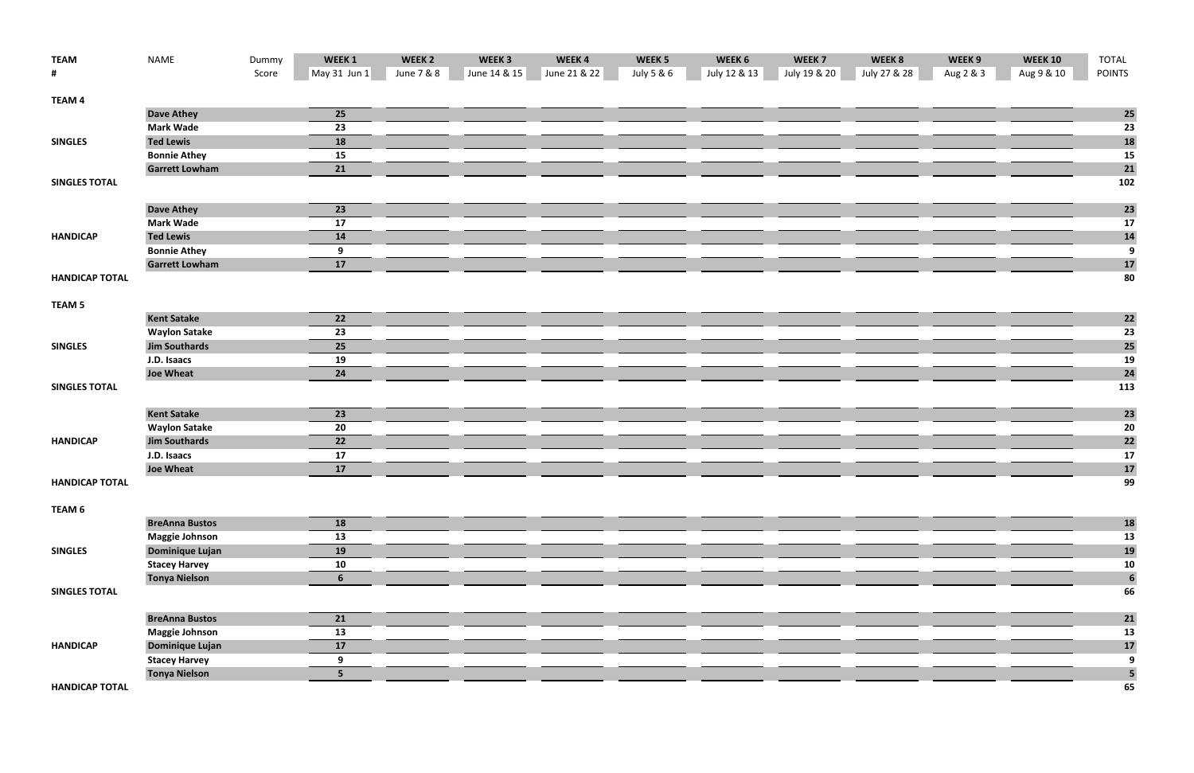| TEAM # | NAME | Dummy Score | WEEK 1 May 31 Jun 1 | WEEK 2 June 7 & 8 | WEEK 3 June 14 & 15 | WEEK 4 June 21 & 22 | WEEK 5 July 5 & 6 | WEEK 6 July 12 & 13 | WEEK 7 July 19 & 20 | WEEK 8 July 27 & 28 | WEEK 9 Aug 2 & 3 | WEEK 10 Aug 9 & 10 | TOTAL POINTS |
|---|---|---|---|---|---|---|---|---|---|---|---|---|---|
| **TEAM 4** | | | | | | | | | | | | | |
| | **Dave Athey** | | **25** | | | | | | | | | | **25** |
| | **Mark Wade** | | **23** | | | | | | | | | | **23** |
| **SINGLES** | **Ted Lewis** | | **18** | | | | | | | | | | **18** |
| | **Bonnie Athey** | | **15** | | | | | | | | | | **15** |
| | **Garrett Lowham** | | **21** | | | | | | | | | | **21** |
| **SINGLES TOTAL** | | | | | | | | | | | | | **102** |
| | **Dave Athey** | | **23** | | | | | | | | | | **23** |
| | **Mark Wade** | | **17** | | | | | | | | | | **17** |
| **HANDICAP** | **Ted Lewis** | | **14** | | | | | | | | | | **14** |
| | **Bonnie Athey** | | **9** | | | | | | | | | | **9** |
| | **Garrett Lowham** | | **17** | | | | | | | | | | **17** |
| **HANDICAP TOTAL** | | | | | | | | | | | | | **80** |
| **TEAM 5** | | | | | | | | | | | | | |
| | **Kent Satake** | | **22** | | | | | | | | | | **22** |
| | **Waylon Satake** | | **23** | | | | | | | | | | **23** |
| **SINGLES** | **Jim Southards** | | **25** | | | | | | | | | | **25** |
| | **J.D. Isaacs** | | **19** | | | | | | | | | | **19** |
| | **Joe Wheat** | | **24** | | | | | | | | | | **24** |
| **SINGLES TOTAL** | | | | | | | | | | | | | **113** |
| | **Kent Satake** | | **23** | | | | | | | | | | **23** |
| | **Waylon Satake** | | **20** | | | | | | | | | | **20** |
| **HANDICAP** | **Jim Southards** | | **22** | | | | | | | | | | **22** |
| | **J.D. Isaacs** | | **17** | | | | | | | | | | **17** |
| | **Joe Wheat** | | **17** | | | | | | | | | | **17** |
| **HANDICAP TOTAL** | | | | | | | | | | | | | **99** |
| **TEAM 6** | | | | | | | | | | | | | |
| | **BreAnna Bustos** | | **18** | | | | | | | | | | **18** |
| | **Maggie Johnson** | | **13** | | | | | | | | | | **13** |
| **SINGLES** | **Dominique Lujan** | | **19** | | | | | | | | | | **19** |
| | **Stacey Harvey** | | **10** | | | | | | | | | | **10** |
| | **Tonya Nielson** | | **6** | | | | | | | | | | **6** |
| **SINGLES TOTAL** | | | | | | | | | | | | | **66** |
| | **BreAnna Bustos** | | **21** | | | | | | | | | | **21** |
| | **Maggie Johnson** | | **13** | | | | | | | | | | **13** |
| **HANDICAP** | **Dominique Lujan** | | **17** | | | | | | | | | | **17** |
| | **Stacey Harvey** | | **9** | | | | | | | | | | **9** |
| | **Tonya Nielson** | | **5** | | | | | | | | | | **5** |
| **HANDICAP TOTAL** | | | | | | | | | | | | | **65** |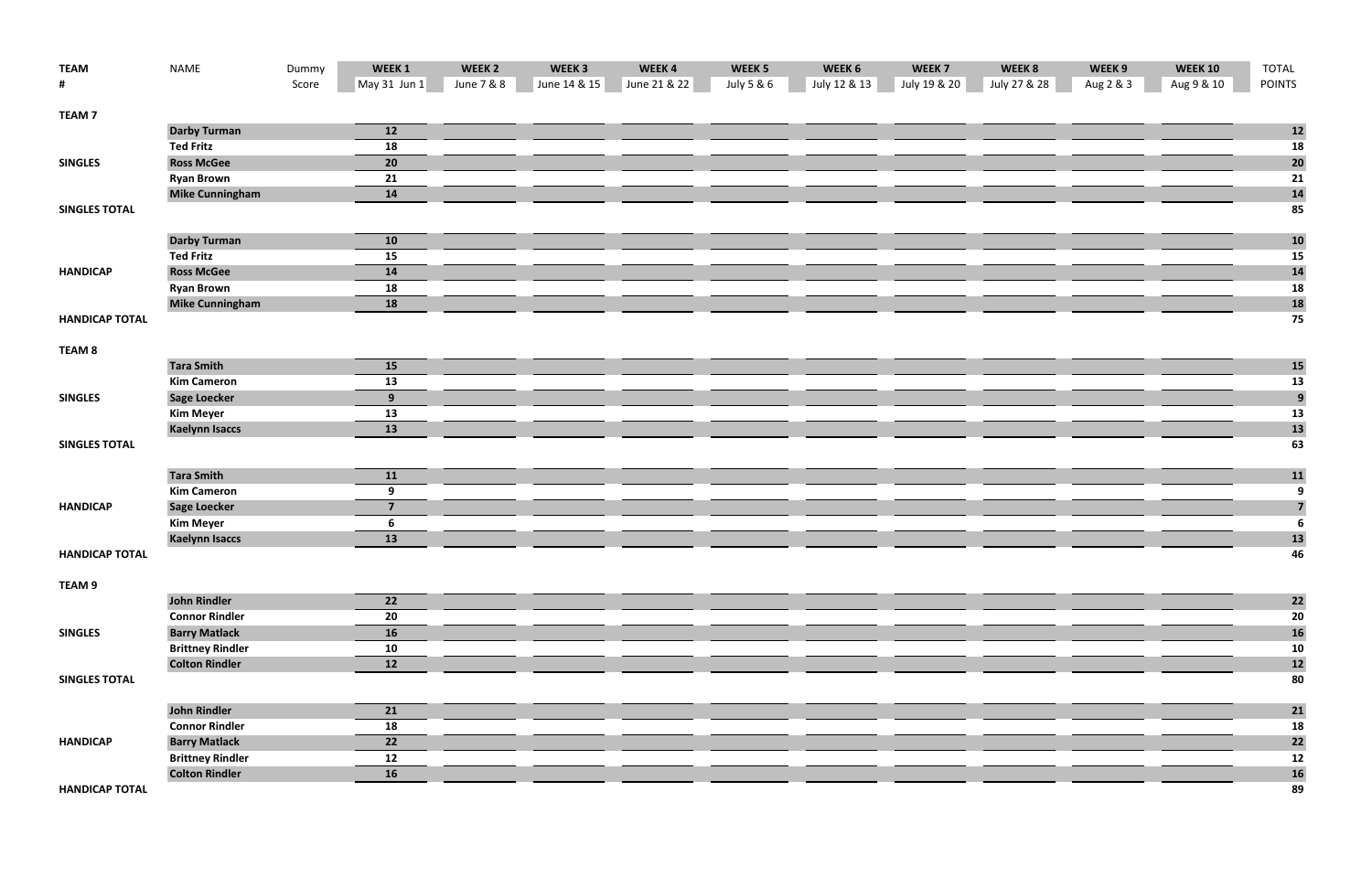| TEAM # | NAME | Dummy Score | WEEK 1 May 31 Jun 1 | WEEK 2 June 7 & 8 | WEEK 3 June 14 & 15 | WEEK 4 June 21 & 22 | WEEK 5 July 5 & 6 | WEEK 6 July 12 & 13 | WEEK 7 July 19 & 20 | WEEK 8 July 27 & 28 | WEEK 9 Aug 2 & 3 | WEEK 10 Aug 9 & 10 | TOTAL POINTS |
|---|---|---|---|---|---|---|---|---|---|---|---|---|---|
| **TEAM 7** | | | | | | | | | | | | | |
| | **Darby Turman** | | 12 | | | | | | | | | | 12 |
| | **Ted Fritz** | | 18 | | | | | | | | | | 18 |
| **SINGLES** | **Ross McGee** | | 20 | | | | | | | | | | 20 |
| | **Ryan Brown** | | 21 | | | | | | | | | | 21 |
| | **Mike Cunningham** | | 14 | | | | | | | | | | 14 |
| **SINGLES TOTAL** | | | | | | | | | | | | | 85 |
| | **Darby Turman** | | 10 | | | | | | | | | | 10 |
| | **Ted Fritz** | | 15 | | | | | | | | | | 15 |
| **HANDICAP** | **Ross McGee** | | 14 | | | | | | | | | | 14 |
| | **Ryan Brown** | | 18 | | | | | | | | | | 18 |
| | **Mike Cunningham** | | 18 | | | | | | | | | | 18 |
| **HANDICAP TOTAL** | | | | | | | | | | | | | 75 |
| **TEAM 8** | | | | | | | | | | | | | |
| | **Tara Smith** | | 15 | | | | | | | | | | 15 |
| | **Kim Cameron** | | 13 | | | | | | | | | | 13 |
| **SINGLES** | **Sage Loecker** | | 9 | | | | | | | | | | 9 |
| | **Kim Meyer** | | 13 | | | | | | | | | | 13 |
| | **Kaelynn Isaccs** | | 13 | | | | | | | | | | 13 |
| **SINGLES TOTAL** | | | | | | | | | | | | | 63 |
| | **Tara Smith** | | 11 | | | | | | | | | | 11 |
| | **Kim Cameron** | | 9 | | | | | | | | | | 9 |
| **HANDICAP** | **Sage Loecker** | | 7 | | | | | | | | | | 7 |
| | **Kim Meyer** | | 6 | | | | | | | | | | 6 |
| | **Kaelynn Isaccs** | | 13 | | | | | | | | | | 13 |
| **HANDICAP TOTAL** | | | | | | | | | | | | | 46 |
| **TEAM 9** | | | | | | | | | | | | | |
| | **John Rindler** | | 22 | | | | | | | | | | 22 |
| | **Connor Rindler** | | 20 | | | | | | | | | | 20 |
| **SINGLES** | **Barry Matlack** | | 16 | | | | | | | | | | 16 |
| | **Brittney Rindler** | | 10 | | | | | | | | | | 10 |
| | **Colton Rindler** | | 12 | | | | | | | | | | 12 |
| **SINGLES TOTAL** | | | | | | | | | | | | | 80 |
| | **John Rindler** | | 21 | | | | | | | | | | 21 |
| | **Connor Rindler** | | 18 | | | | | | | | | | 18 |
| **HANDICAP** | **Barry Matlack** | | 22 | | | | | | | | | | 22 |
| | **Brittney Rindler** | | 12 | | | | | | | | | | 12 |
| | **Colton Rindler** | | 16 | | | | | | | | | | 16 |
| **HANDICAP TOTAL** | | | | | | | | | | | | | 89 |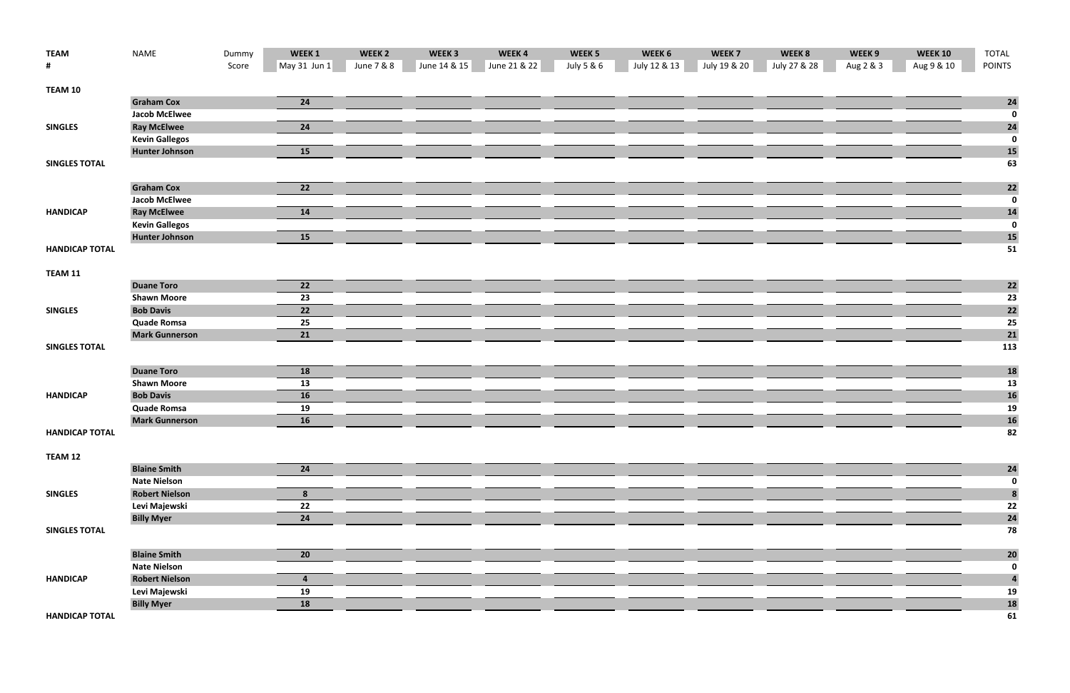| TEAM # | NAME | Dummy Score | WEEK 1 May 31 Jun 1 | WEEK 2 June 7 & 8 | WEEK 3 June 14 & 15 | WEEK 4 June 21 & 22 | WEEK 5 July 5 & 6 | WEEK 6 July 12 & 13 | WEEK 7 July 19 & 20 | WEEK 8 July 27 & 28 | WEEK 9 Aug 2 & 3 | WEEK 10 Aug 9 & 10 | TOTAL POINTS |
|---|---|---|---|---|---|---|---|---|---|---|---|---|---|
| **TEAM 10** | | | | | | | | | | | | | |
| | **Graham Cox** | | 24 | | | | | | | | | | 24 |
| | **Jacob McElwee** | | | | | | | | | | | | 0 |
| **SINGLES** | **Ray McElwee** | | 24 | | | | | | | | | | 24 |
| | **Kevin Gallegos** | | | | | | | | | | | | 0 |
| | **Hunter Johnson** | | 15 | | | | | | | | | | 15 |
| **SINGLES TOTAL** | | | | | | | | | | | | | 63 |
| | **Graham Cox** | | 22 | | | | | | | | | | 22 |
| | **Jacob McElwee** | | | | | | | | | | | | 0 |
| **HANDICAP** | **Ray McElwee** | | 14 | | | | | | | | | | 14 |
| | **Kevin Gallegos** | | | | | | | | | | | | 0 |
| | **Hunter Johnson** | | 15 | | | | | | | | | | 15 |
| **HANDICAP TOTAL** | | | | | | | | | | | | | 51 |
| **TEAM 11** | | | | | | | | | | | | | |
| | **Duane Toro** | | 22 | | | | | | | | | | 22 |
| | **Shawn Moore** | | 23 | | | | | | | | | | 23 |
| **SINGLES** | **Bob Davis** | | 22 | | | | | | | | | | 22 |
| | **Quade Romsa** | | 25 | | | | | | | | | | 25 |
| | **Mark Gunnerson** | | 21 | | | | | | | | | | 21 |
| **SINGLES TOTAL** | | | | | | | | | | | | | 113 |
| | **Duane Toro** | | 18 | | | | | | | | | | 18 |
| | **Shawn Moore** | | 13 | | | | | | | | | | 13 |
| **HANDICAP** | **Bob Davis** | | 16 | | | | | | | | | | 16 |
| | **Quade Romsa** | | 19 | | | | | | | | | | 19 |
| | **Mark Gunnerson** | | 16 | | | | | | | | | | 16 |
| **HANDICAP TOTAL** | | | | | | | | | | | | | 82 |
| **TEAM 12** | | | | | | | | | | | | | |
| | **Blaine Smith** | | 24 | | | | | | | | | | 24 |
| | **Nate Nielson** | | | | | | | | | | | | 0 |
| **SINGLES** | **Robert Nielson** | | 8 | | | | | | | | | | 8 |
| | **Levi Majewski** | | 22 | | | | | | | | | | 22 |
| | **Billy Myer** | | 24 | | | | | | | | | | 24 |
| **SINGLES TOTAL** | | | | | | | | | | | | | 78 |
| | **Blaine Smith** | | 20 | | | | | | | | | | 20 |
| | **Nate Nielson** | | | | | | | | | | | | 0 |
| **HANDICAP** | **Robert Nielson** | | 4 | | | | | | | | | | 4 |
| | **Levi Majewski** | | 19 | | | | | | | | | | 19 |
| | **Billy Myer** | | 18 | | | | | | | | | | 18 |
| **HANDICAP TOTAL** | | | | | | | | | | | | | 61 |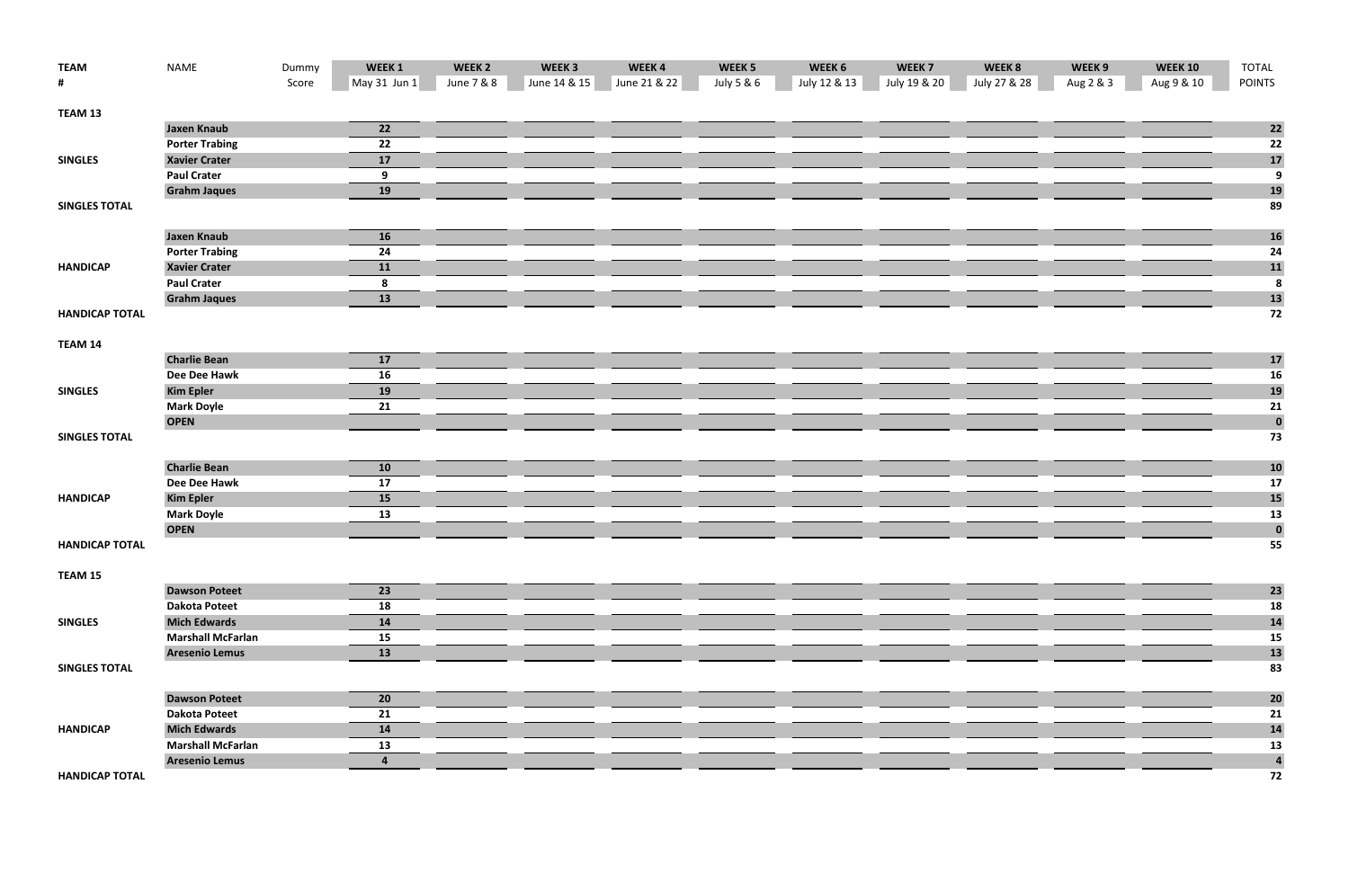| TEAM # | NAME | Dummy Score | WEEK 1 May 31 Jun 1 | WEEK 2 June 7 & 8 | WEEK 3 June 14 & 15 | WEEK 4 June 21 & 22 | WEEK 5 July 5 & 6 | WEEK 6 July 12 & 13 | WEEK 7 July 19 & 20 | WEEK 8 July 27 & 28 | WEEK 9 Aug 2 & 3 | WEEK 10 Aug 9 & 10 | TOTAL POINTS |
|---|---|---|---|---|---|---|---|---|---|---|---|---|---|
| **TEAM 13** | | | | | | | | | | | | | |
| | **Jaxen Knaub** | | 22 | | | | | | | | | | 22 |
| | **Porter Trabing** | | 22 | | | | | | | | | | 22 |
| **SINGLES** | **Xavier Crater** | | 17 | | | | | | | | | | 17 |
| | **Paul Crater** | | 9 | | | | | | | | | | 9 |
| | **Grahm Jaques** | | 19 | | | | | | | | | | 19 |
| **SINGLES TOTAL** | | | | | | | | | | | | | 89 |
| | **Jaxen Knaub** | | 16 | | | | | | | | | | 16 |
| | **Porter Trabing** | | 24 | | | | | | | | | | 24 |
| **HANDICAP** | **Xavier Crater** | | 11 | | | | | | | | | | 11 |
| | **Paul Crater** | | 8 | | | | | | | | | | 8 |
| | **Grahm Jaques** | | 13 | | | | | | | | | | 13 |
| **HANDICAP TOTAL** | | | | | | | | | | | | | 72 |
| **TEAM 14** | | | | | | | | | | | | | |
| | **Charlie Bean** | | 17 | | | | | | | | | | 17 |
| | **Dee Dee Hawk** | | 16 | | | | | | | | | | 16 |
| **SINGLES** | **Kim Epler** | | 19 | | | | | | | | | | 19 |
| | **Mark Doyle** | | 21 | | | | | | | | | | 21 |
| | **OPEN** | | | | | | | | | | | | 0 |
| **SINGLES TOTAL** | | | | | | | | | | | | | 73 |
| | **Charlie Bean** | | 10 | | | | | | | | | | 10 |
| | **Dee Dee Hawk** | | 17 | | | | | | | | | | 17 |
| **HANDICAP** | **Kim Epler** | | 15 | | | | | | | | | | 15 |
| | **Mark Doyle** | | 13 | | | | | | | | | | 13 |
| | **OPEN** | | | | | | | | | | | | 0 |
| **HANDICAP TOTAL** | | | | | | | | | | | | | 55 |
| **TEAM 15** | | | | | | | | | | | | | |
| | **Dawson Poteet** | | 23 | | | | | | | | | | 23 |
| | **Dakota Poteet** | | 18 | | | | | | | | | | 18 |
| **SINGLES** | **Mich Edwards** | | 14 | | | | | | | | | | 14 |
| | **Marshall McFarlan** | | 15 | | | | | | | | | | 15 |
| | **Aresenio Lemus** | | 13 | | | | | | | | | | 13 |
| **SINGLES TOTAL** | | | | | | | | | | | | | 83 |
| | **Dawson Poteet** | | 20 | | | | | | | | | | 20 |
| | **Dakota Poteet** | | 21 | | | | | | | | | | 21 |
| **HANDICAP** | **Mich Edwards** | | 14 | | | | | | | | | | 14 |
| | **Marshall McFarlan** | | 13 | | | | | | | | | | 13 |
| | **Aresenio Lemus** | | 4 | | | | | | | | | | 4 |
| **HANDICAP TOTAL** | | | | | | | | | | | | | 72 |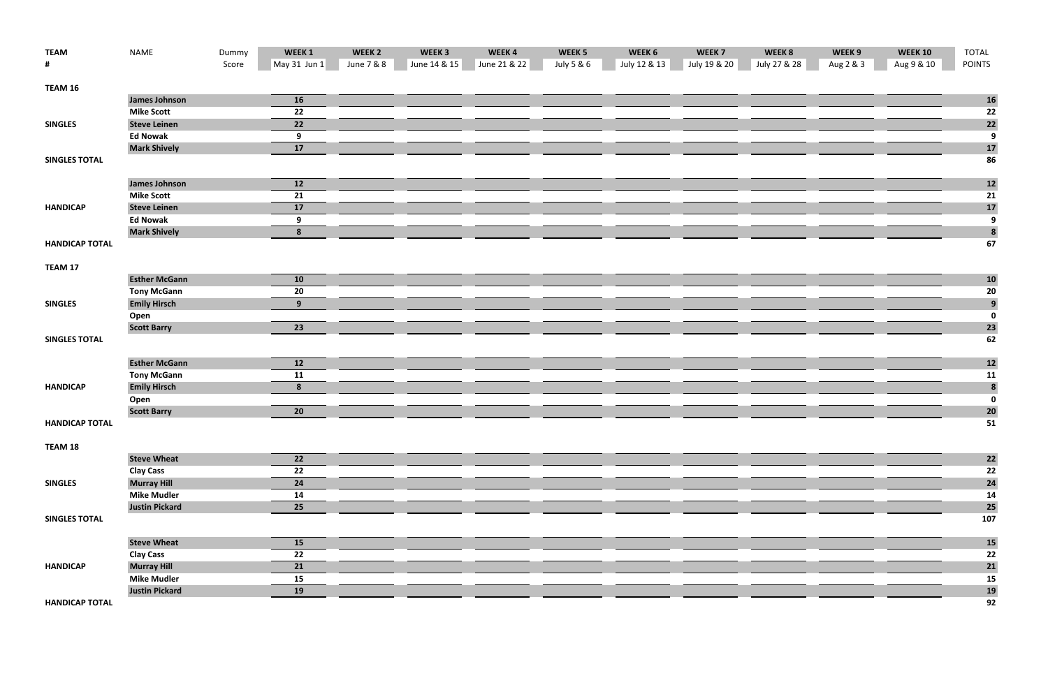| TEAM # | NAME | Dummy Score | WEEK 1 May 31 Jun 1 | WEEK 2 June 7 & 8 | WEEK 3 June 14 & 15 | WEEK 4 June 21 & 22 | WEEK 5 July 5 & 6 | WEEK 6 July 12 & 13 | WEEK 7 July 19 & 20 | WEEK 8 July 27 & 28 | WEEK 9 Aug 2 & 3 | WEEK 10 Aug 9 & 10 | TOTAL POINTS |
|---|---|---|---|---|---|---|---|---|---|---|---|---|---|
| **TEAM 16** | | | | | | | | | | | | | |
| | **James Johnson** | | 16 | | | | | | | | | | 16 |
| | **Mike Scott** | | 22 | | | | | | | | | | 22 |
| **SINGLES** | **Steve Leinen** | | 22 | | | | | | | | | | 22 |
| | **Ed Nowak** | | 9 | | | | | | | | | | 9 |
| | **Mark Shively** | | 17 | | | | | | | | | | 17 |
| **SINGLES TOTAL** | | | | | | | | | | | | | 86 |
| | **James Johnson** | | 12 | | | | | | | | | | 12 |
| | **Mike Scott** | | 21 | | | | | | | | | | 21 |
| **HANDICAP** | **Steve Leinen** | | 17 | | | | | | | | | | 17 |
| | **Ed Nowak** | | 9 | | | | | | | | | | 9 |
| | **Mark Shively** | | 8 | | | | | | | | | | 8 |
| **HANDICAP TOTAL** | | | | | | | | | | | | | 67 |
| **TEAM 17** | | | | | | | | | | | | | |
| | **Esther McGann** | | 10 | | | | | | | | | | 10 |
| | **Tony McGann** | | 20 | | | | | | | | | | 20 |
| **SINGLES** | **Emily Hirsch** | | 9 | | | | | | | | | | 9 |
| | **Open** | | | | | | | | | | | | 0 |
| | **Scott Barry** | | 23 | | | | | | | | | | 23 |
| **SINGLES TOTAL** | | | | | | | | | | | | | 62 |
| | **Esther McGann** | | 12 | | | | | | | | | | 12 |
| | **Tony McGann** | | 11 | | | | | | | | | | 11 |
| **HANDICAP** | **Emily Hirsch** | | 8 | | | | | | | | | | 8 |
| | **Open** | | | | | | | | | | | | 0 |
| | **Scott Barry** | | 20 | | | | | | | | | | 20 |
| **HANDICAP TOTAL** | | | | | | | | | | | | | 51 |
| **TEAM 18** | | | | | | | | | | | | | |
| | **Steve Wheat** | | 22 | | | | | | | | | | 22 |
| | **Clay Cass** | | 22 | | | | | | | | | | 22 |
| **SINGLES** | **Murray Hill** | | 24 | | | | | | | | | | 24 |
| | **Mike Mudler** | | 14 | | | | | | | | | | 14 |
| | **Justin Pickard** | | 25 | | | | | | | | | | 25 |
| **SINGLES TOTAL** | | | | | | | | | | | | | 107 |
| | **Steve Wheat** | | 15 | | | | | | | | | | 15 |
| | **Clay Cass** | | 22 | | | | | | | | | | 22 |
| **HANDICAP** | **Murray Hill** | | 21 | | | | | | | | | | 21 |
| | **Mike Mudler** | | 15 | | | | | | | | | | 15 |
| | **Justin Pickard** | | 19 | | | | | | | | | | 19 |
| **HANDICAP TOTAL** | | | | | | | | | | | | | 92 |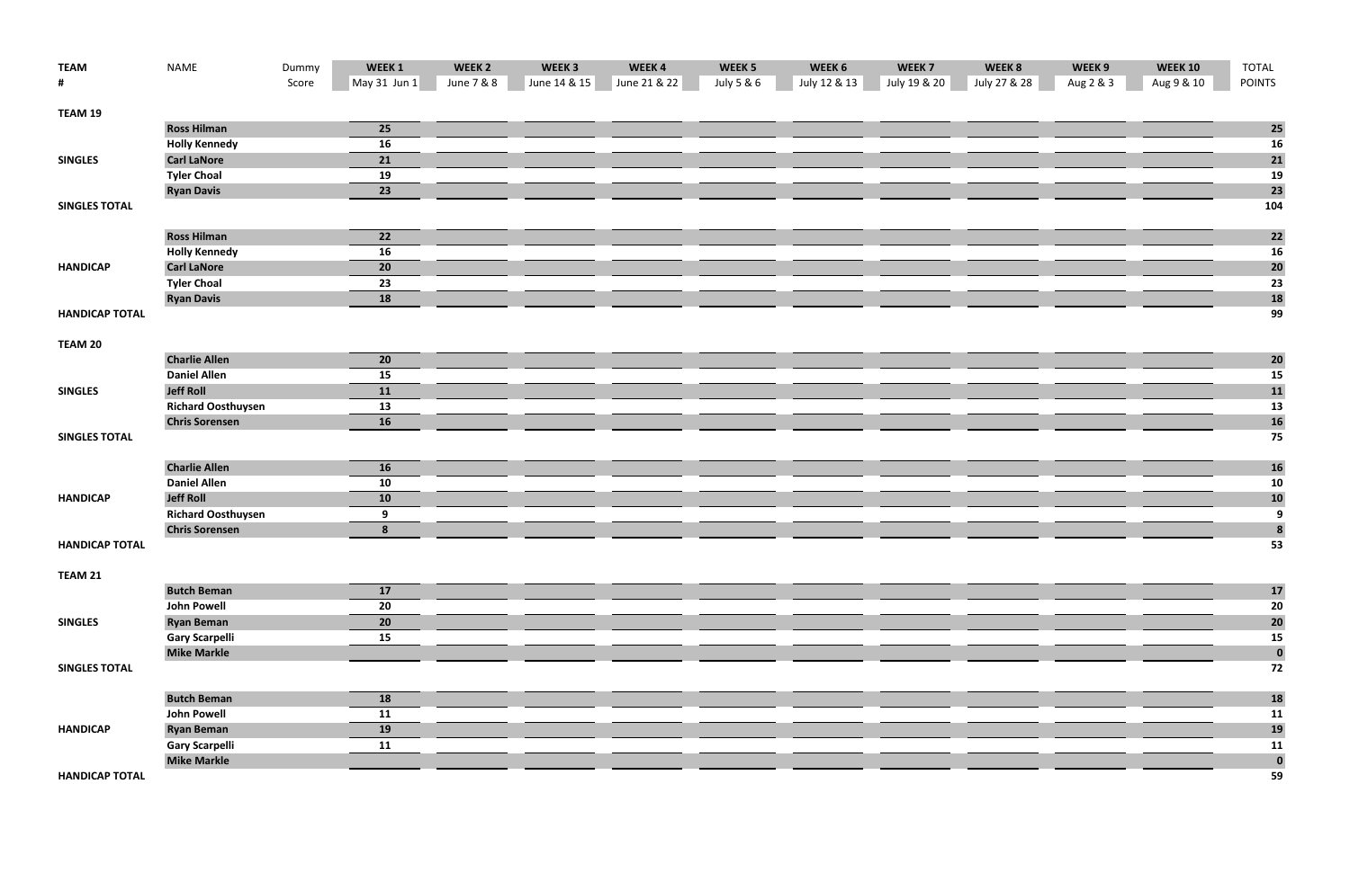| TEAM # | NAME | Dummy Score | WEEK 1 May 31 Jun 1 | WEEK 2 June 7 & 8 | WEEK 3 June 14 & 15 | WEEK 4 June 21 & 22 | WEEK 5 July 5 & 6 | WEEK 6 July 12 & 13 | WEEK 7 July 19 & 20 | WEEK 8 July 27 & 28 | WEEK 9 Aug 2 & 3 | WEEK 10 Aug 9 & 10 | TOTAL POINTS |
|---|---|---|---|---|---|---|---|---|---|---|---|---|---|
| **TEAM 19** | | | | | | | | | | | | | |
| | **Ross Hilman** | | 25 | | | | | | | | | | 25 |
| | **Holly Kennedy** | | 16 | | | | | | | | | | 16 |
| **SINGLES** | **Carl LaNore** | | 21 | | | | | | | | | | 21 |
| | **Tyler Choal** | | 19 | | | | | | | | | | 19 |
| | **Ryan Davis** | | 23 | | | | | | | | | | 23 |
| **SINGLES TOTAL** | | | | | | | | | | | | | 104 |
| | **Ross Hilman** | | 22 | | | | | | | | | | 22 |
| | **Holly Kennedy** | | 16 | | | | | | | | | | 16 |
| **HANDICAP** | **Carl LaNore** | | 20 | | | | | | | | | | 20 |
| | **Tyler Choal** | | 23 | | | | | | | | | | 23 |
| | **Ryan Davis** | | 18 | | | | | | | | | | 18 |
| **HANDICAP TOTAL** | | | | | | | | | | | | | 99 |
| **TEAM 20** | | | | | | | | | | | | | |
| | **Charlie Allen** | | 20 | | | | | | | | | | 20 |
| | **Daniel Allen** | | 15 | | | | | | | | | | 15 |
| **SINGLES** | **Jeff Roll** | | 11 | | | | | | | | | | 11 |
| | **Richard Oosthuysen** | | 13 | | | | | | | | | | 13 |
| | **Chris Sorensen** | | 16 | | | | | | | | | | 16 |
| **SINGLES TOTAL** | | | | | | | | | | | | | 75 |
| | **Charlie Allen** | | 16 | | | | | | | | | | 16 |
| | **Daniel Allen** | | 10 | | | | | | | | | | 10 |
| **HANDICAP** | **Jeff Roll** | | 10 | | | | | | | | | | 10 |
| | **Richard Oosthuysen** | | 9 | | | | | | | | | | 9 |
| | **Chris Sorensen** | | 8 | | | | | | | | | | 8 |
| **HANDICAP TOTAL** | | | | | | | | | | | | | 53 |
| **TEAM 21** | | | | | | | | | | | | | |
| | **Butch Beman** | | 17 | | | | | | | | | | 17 |
| | **John Powell** | | 20 | | | | | | | | | | 20 |
| **SINGLES** | **Ryan Beman** | | 20 | | | | | | | | | | 20 |
| | **Gary Scarpelli** | | 15 | | | | | | | | | | 15 |
| | **Mike Markle** | | | | | | | | | | | | 0 |
| **SINGLES TOTAL** | | | | | | | | | | | | | 72 |
| | **Butch Beman** | | 18 | | | | | | | | | | 18 |
| | **John Powell** | | 11 | | | | | | | | | | 11 |
| **HANDICAP** | **Ryan Beman** | | 19 | | | | | | | | | | 19 |
| | **Gary Scarpelli** | | 11 | | | | | | | | | | 11 |
| | **Mike Markle** | | | | | | | | | | | | 0 |
| **HANDICAP TOTAL** | | | | | | | | | | | | | 59 |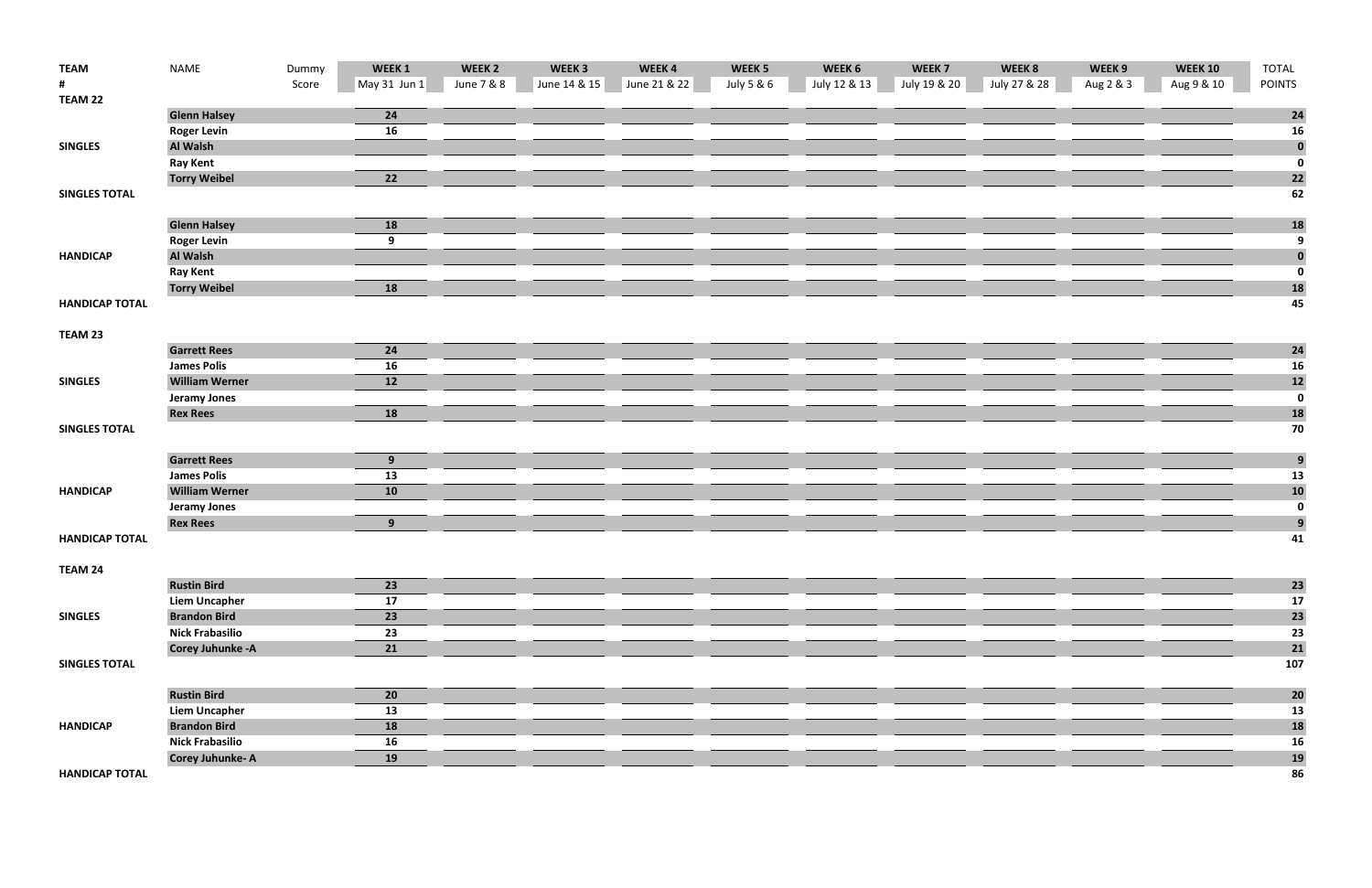| TEAM # | NAME | Dummy Score | WEEK 1 May 31 Jun 1 | WEEK 2 June 7 & 8 | WEEK 3 June 14 & 15 | WEEK 4 June 21 & 22 | WEEK 5 July 5 & 6 | WEEK 6 July 12 & 13 | WEEK 7 July 19 & 20 | WEEK 8 July 27 & 28 | WEEK 9 Aug 2 & 3 | WEEK 10 Aug 9 & 10 | TOTAL POINTS |
|---|---|---|---|---|---|---|---|---|---|---|---|---|---|
| TEAM 22 | | | | | | | | | | | | | |
| | Glenn Halsey | | 24 | | | | | | | | | | 24 |
| | Roger Levin | | 16 | | | | | | | | | | 16 |
| SINGLES | Al Walsh | | | | | | | | | | | | 0 |
| | Ray Kent | | | | | | | | | | | | 0 |
| | Torry Weibel | | 22 | | | | | | | | | | 22 |
| SINGLES TOTAL | | | | | | | | | | | | | 62 |
| | Glenn Halsey | | 18 | | | | | | | | | | 18 |
| | Roger Levin | | 9 | | | | | | | | | | 9 |
| HANDICAP | Al Walsh | | | | | | | | | | | | 0 |
| | Ray Kent | | | | | | | | | | | | 0 |
| | Torry Weibel | | 18 | | | | | | | | | | 18 |
| HANDICAP TOTAL | | | | | | | | | | | | | 45 |
| TEAM 23 | | | | | | | | | | | | | |
| | Garrett Rees | | 24 | | | | | | | | | | 24 |
| | James Polis | | 16 | | | | | | | | | | 16 |
| SINGLES | William Werner | | 12 | | | | | | | | | | 12 |
| | Jeramy Jones | | | | | | | | | | | | 0 |
| | Rex Rees | | 18 | | | | | | | | | | 18 |
| SINGLES TOTAL | | | | | | | | | | | | | 70 |
| | Garrett Rees | | 9 | | | | | | | | | | 9 |
| | James Polis | | 13 | | | | | | | | | | 13 |
| HANDICAP | William Werner | | 10 | | | | | | | | | | 10 |
| | Jeramy Jones | | | | | | | | | | | | 0 |
| | Rex Rees | | 9 | | | | | | | | | | 9 |
| HANDICAP TOTAL | | | | | | | | | | | | | 41 |
| TEAM 24 | | | | | | | | | | | | | |
| | Rustin Bird | | 23 | | | | | | | | | | 23 |
| | Liem Uncapher | | 17 | | | | | | | | | | 17 |
| SINGLES | Brandon Bird | | 23 | | | | | | | | | | 23 |
| | Nick Frabasilio | | 23 | | | | | | | | | | 23 |
| | Corey Juhunke -A | | 21 | | | | | | | | | | 21 |
| SINGLES TOTAL | | | | | | | | | | | | | 107 |
| | Rustin Bird | | 20 | | | | | | | | | | 20 |
| | Liem Uncapher | | 13 | | | | | | | | | | 13 |
| HANDICAP | Brandon Bird | | 18 | | | | | | | | | | 18 |
| | Nick Frabasilio | | 16 | | | | | | | | | | 16 |
| | Corey Juhunke- A | | 19 | | | | | | | | | | 19 |
| HANDICAP TOTAL | | | | | | | | | | | | | 86 |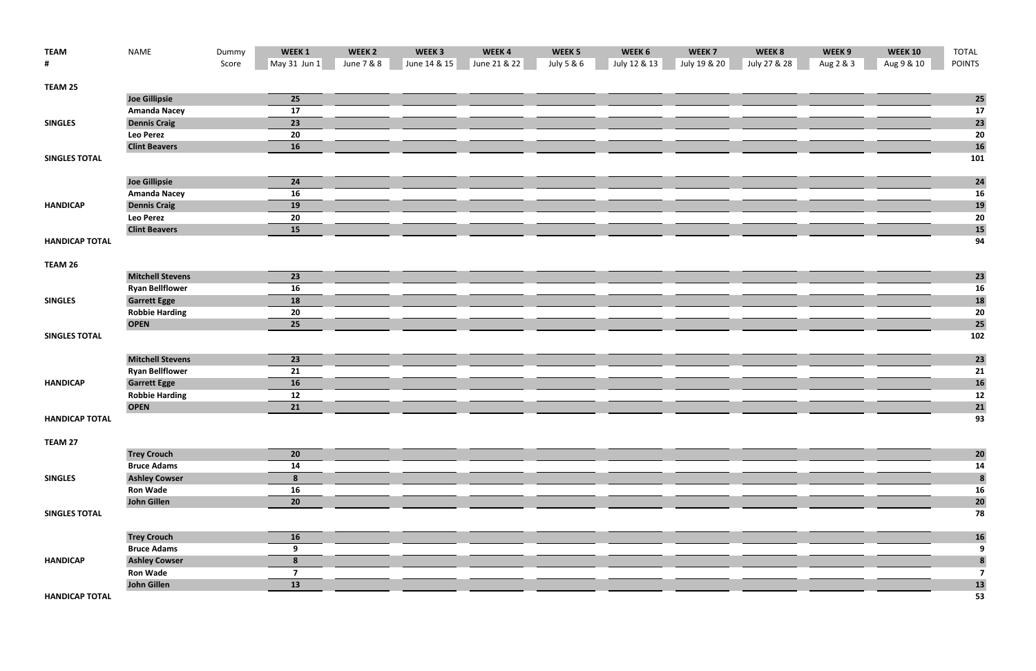| TEAM # | NAME | Dummy Score | WEEK 1 May 31 Jun 1 | WEEK 2 June 7 & 8 | WEEK 3 June 14 & 15 | WEEK 4 June 21 & 22 | WEEK 5 July 5 & 6 | WEEK 6 July 12 & 13 | WEEK 7 July 19 & 20 | WEEK 8 July 27 & 28 | WEEK 9 Aug 2 & 3 | WEEK 10 Aug 9 & 10 | TOTAL POINTS |
|---|---|---|---|---|---|---|---|---|---|---|---|---|---|
| **TEAM 25** | | | | | | | | | | | | | |
| | **Joe Gillipsie** | | 25 | | | | | | | | | | 25 |
| | **Amanda Nacey** | | 17 | | | | | | | | | | 17 |
| **SINGLES** | **Dennis Craig** | | 23 | | | | | | | | | | 23 |
| | **Leo Perez** | | 20 | | | | | | | | | | 20 |
| | **Clint Beavers** | | 16 | | | | | | | | | | 16 |
| **SINGLES TOTAL** | | | | | | | | | | | | | 101 |
| | **Joe Gillipsie** | | 24 | | | | | | | | | | 24 |
| | **Amanda Nacey** | | 16 | | | | | | | | | | 16 |
| **HANDICAP** | **Dennis Craig** | | 19 | | | | | | | | | | 19 |
| | **Leo Perez** | | 20 | | | | | | | | | | 20 |
| | **Clint Beavers** | | 15 | | | | | | | | | | 15 |
| **HANDICAP TOTAL** | | | | | | | | | | | | | 94 |
| **TEAM 26** | | | | | | | | | | | | | |
| | **Mitchell Stevens** | | 23 | | | | | | | | | | 23 |
| | **Ryan Bellflower** | | 16 | | | | | | | | | | 16 |
| **SINGLES** | **Garrett Egge** | | 18 | | | | | | | | | | 18 |
| | **Robbie Harding** | | 20 | | | | | | | | | | 20 |
| | **OPEN** | | 25 | | | | | | | | | | 25 |
| **SINGLES TOTAL** | | | | | | | | | | | | | 102 |
| | **Mitchell Stevens** | | 23 | | | | | | | | | | 23 |
| | **Ryan Bellflower** | | 21 | | | | | | | | | | 21 |
| **HANDICAP** | **Garrett Egge** | | 16 | | | | | | | | | | 16 |
| | **Robbie Harding** | | 12 | | | | | | | | | | 12 |
| | **OPEN** | | 21 | | | | | | | | | | 21 |
| **HANDICAP TOTAL** | | | | | | | | | | | | | 93 |
| **TEAM 27** | | | | | | | | | | | | | |
| | **Trey Crouch** | | 20 | | | | | | | | | | 20 |
| | **Bruce Adams** | | 14 | | | | | | | | | | 14 |
| **SINGLES** | **Ashley Cowser** | | 8 | | | | | | | | | | 8 |
| | **Ron Wade** | | 16 | | | | | | | | | | 16 |
| | **John Gillen** | | 20 | | | | | | | | | | 20 |
| **SINGLES TOTAL** | | | | | | | | | | | | | 78 |
| | **Trey Crouch** | | 16 | | | | | | | | | | 16 |
| | **Bruce Adams** | | 9 | | | | | | | | | | 9 |
| **HANDICAP** | **Ashley Cowser** | | 8 | | | | | | | | | | 8 |
| | **Ron Wade** | | 7 | | | | | | | | | | 7 |
| | **John Gillen** | | 13 | | | | | | | | | | 13 |
| **HANDICAP TOTAL** | | | | | | | | | | | | | 53 |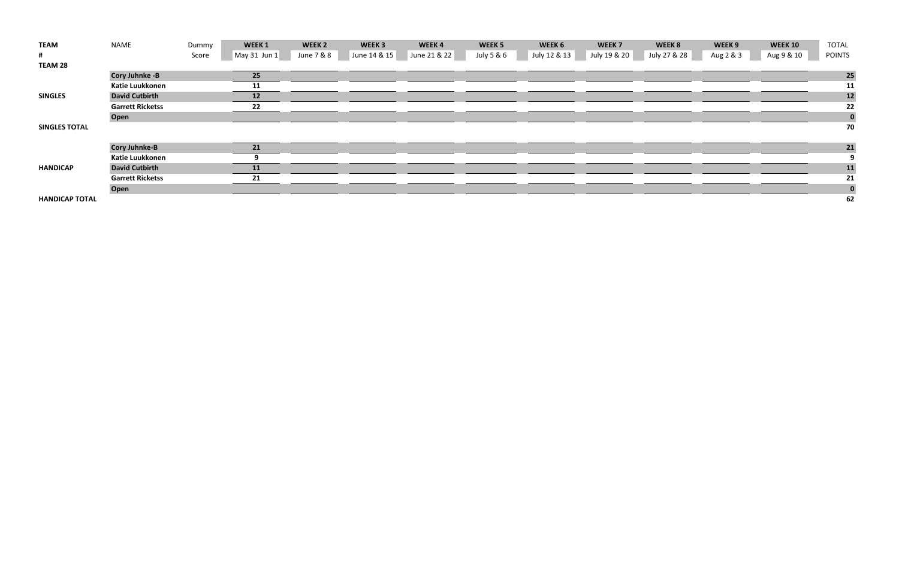| TEAM | NAME | Dummy | WEEK 1 | WEEK 2 | WEEK 3 | WEEK 4 | WEEK 5 | WEEK 6 | WEEK 7 | WEEK 8 | WEEK 9 | WEEK 10 | TOTAL |
|---|---|---|---|---|---|---|---|---|---|---|---|---|---|
| # | | Score | May 31 Jun 1 | June 7 & 8 | June 14 & 15 | June 21 & 22 | July 5 & 6 | July 12 & 13 | July 19 & 20 | July 27 & 28 | Aug 2 & 3 | Aug 9 & 10 | POINTS |
| **TEAM 28** | | | | | | | | | | | | | |
| | **Cory Juhnke -B** | | **25** | | | | | | | | | | **25** |
| | **Katie Luukkonen** | | **11** | | | | | | | | | | **11** |
| **SINGLES** | **David Cutbirth** | | **12** | | | | | | | | | | **12** |
| | **Garrett Ricketss** | | **22** | | | | | | | | | | **22** |
| | **Open** | | | | | | | | | | | | **0** |
| **SINGLES TOTAL** | | | | | | | | | | | | | **70** |
| | **Cory Juhnke-B** | | **21** | | | | | | | | | | **21** |
| | **Katie Luukkonen** | | **9** | | | | | | | | | | **9** |
| **HANDICAP** | **David Cutbirth** | | **11** | | | | | | | | | | **11** |
| | **Garrett Ricketss** | | **21** | | | | | | | | | | **21** |
| | **Open** | | | | | | | | | | | | **0** |
| **HANDICAP TOTAL** | | | | | | | | | | | | | **62** |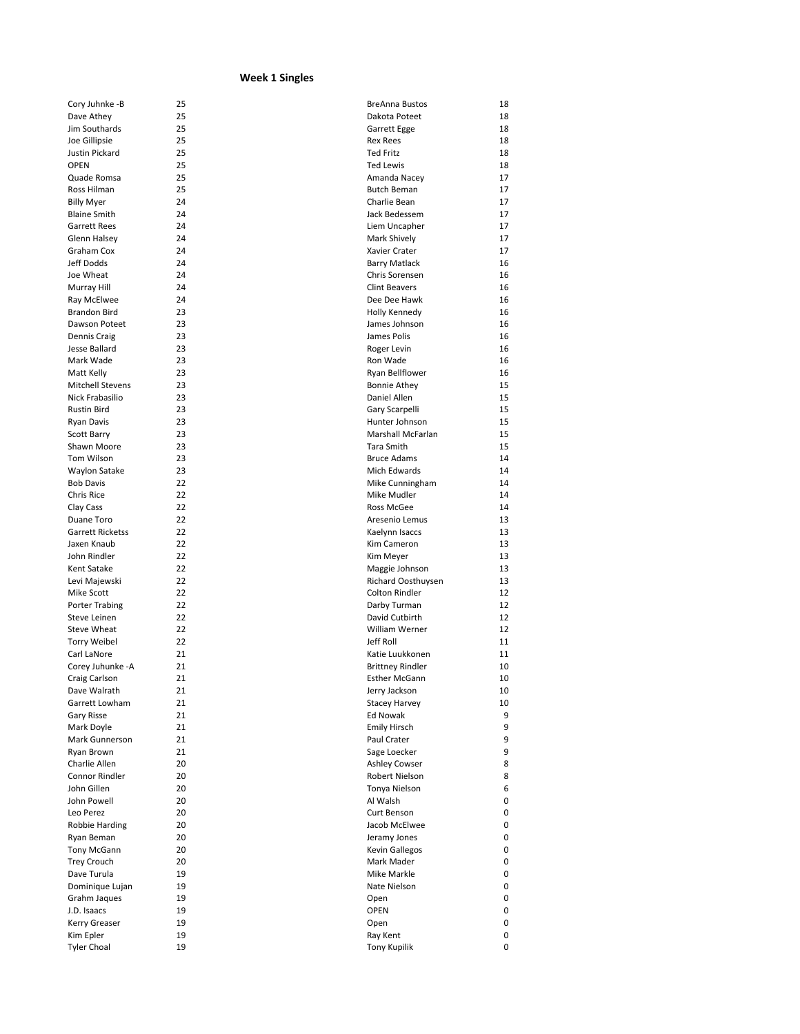### Week 1 Singles

| Name | Score |
|---|---|
| Cory Juhnke -B | 25 |
| Dave Athey | 25 |
| Jim Southards | 25 |
| Joe Gillipsie | 25 |
| Justin Pickard | 25 |
| OPEN | 25 |
| Quade Romsa | 25 |
| Ross Hilman | 25 |
| Billy Myer | 24 |
| Blaine Smith | 24 |
| Garrett Rees | 24 |
| Glenn Halsey | 24 |
| Graham Cox | 24 |
| Jeff Dodds | 24 |
| Joe Wheat | 24 |
| Murray Hill | 24 |
| Ray McElwee | 24 |
| Brandon Bird | 23 |
| Dawson Poteet | 23 |
| Dennis Craig | 23 |
| Jesse Ballard | 23 |
| Mark Wade | 23 |
| Matt Kelly | 23 |
| Mitchell Stevens | 23 |
| Nick Frabasilio | 23 |
| Rustin Bird | 23 |
| Ryan Davis | 23 |
| Scott Barry | 23 |
| Shawn Moore | 23 |
| Tom Wilson | 23 |
| Waylon Satake | 23 |
| Bob Davis | 22 |
| Chris Rice | 22 |
| Clay Cass | 22 |
| Duane Toro | 22 |
| Garrett Ricketss | 22 |
| Jaxen Knaub | 22 |
| John Rindler | 22 |
| Kent Satake | 22 |
| Levi Majewski | 22 |
| Mike Scott | 22 |
| Porter Trabing | 22 |
| Steve Leinen | 22 |
| Steve Wheat | 22 |
| Torry Weibel | 22 |
| Carl LaNore | 21 |
| Corey Juhunke -A | 21 |
| Craig Carlson | 21 |
| Dave Walrath | 21 |
| Garrett Lowham | 21 |
| Gary Risse | 21 |
| Mark Doyle | 21 |
| Mark Gunnerson | 21 |
| Ryan Brown | 21 |
| Charlie Allen | 20 |
| Connor Rindler | 20 |
| John Gillen | 20 |
| John Powell | 20 |
| Leo Perez | 20 |
| Robbie Harding | 20 |
| Ryan Beman | 20 |
| Tony McGann | 20 |
| Trey Crouch | 20 |
| Dave Turula | 19 |
| Dominique Lujan | 19 |
| Grahm Jaques | 19 |
| J.D. Isaacs | 19 |
| Kerry Greaser | 19 |
| Kim Epler | 19 |
| Tyler Choal | 19 |
| BreAnna Bustos | 18 |
| Dakota Poteet | 18 |
| Garrett Egge | 18 |
| Rex Rees | 18 |
| Ted Fritz | 18 |
| Ted Lewis | 18 |
| Amanda Nacey | 17 |
| Butch Beman | 17 |
| Charlie Bean | 17 |
| Jack Bedessem | 17 |
| Liem Uncapher | 17 |
| Mark Shively | 17 |
| Xavier Crater | 17 |
| Barry Matlack | 16 |
| Chris Sorensen | 16 |
| Clint Beavers | 16 |
| Dee Dee Hawk | 16 |
| Holly Kennedy | 16 |
| James Johnson | 16 |
| James Polis | 16 |
| Roger Levin | 16 |
| Ron Wade | 16 |
| Ryan Bellflower | 16 |
| Bonnie Athey | 15 |
| Daniel Allen | 15 |
| Gary Scarpelli | 15 |
| Hunter Johnson | 15 |
| Marshall McFarlan | 15 |
| Tara Smith | 15 |
| Bruce Adams | 14 |
| Mich Edwards | 14 |
| Mike Cunningham | 14 |
| Mike Mudler | 14 |
| Ross McGee | 14 |
| Aresenio Lemus | 13 |
| Kaelynn Isaccs | 13 |
| Kim Cameron | 13 |
| Kim Meyer | 13 |
| Maggie Johnson | 13 |
| Richard Oosthuysen | 13 |
| Colton Rindler | 12 |
| Darby Turman | 12 |
| David Cutbirth | 12 |
| William Werner | 12 |
| Jeff Roll | 11 |
| Katie Luukkonen | 11 |
| Brittney Rindler | 10 |
| Esther McGann | 10 |
| Jerry Jackson | 10 |
| Stacey Harvey | 10 |
| Ed Nowak | 9 |
| Emily Hirsch | 9 |
| Paul Crater | 9 |
| Sage Loecker | 9 |
| Ashley Cowser | 8 |
| Robert Nielson | 8 |
| Tonya Nielson | 6 |
| Al Walsh | 0 |
| Curt Benson | 0 |
| Jacob McElwee | 0 |
| Jeramy Jones | 0 |
| Kevin Gallegos | 0 |
| Mark Mader | 0 |
| Mike Markle | 0 |
| Nate Nielson | 0 |
| Open | 0 |
| OPEN | 0 |
| Open | 0 |
| Ray Kent | 0 |
| Tony Kupilik | 0 |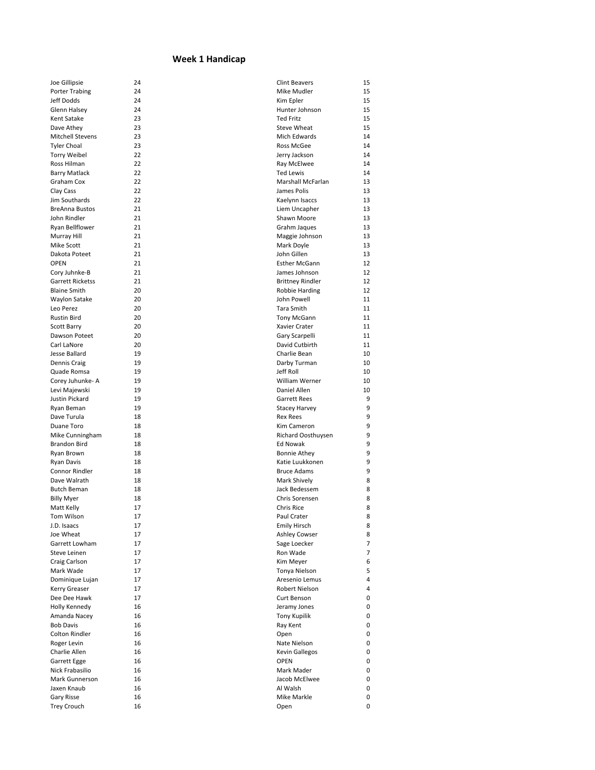## Week 1 Handicap

| Name | Handicap |
|---|---|
| Joe Gillipsie | 24 |
| Porter Trabing | 24 |
| Jeff Dodds | 24 |
| Glenn Halsey | 24 |
| Kent Satake | 23 |
| Dave Athey | 23 |
| Mitchell Stevens | 23 |
| Tyler Choal | 23 |
| Torry Weibel | 22 |
| Ross Hilman | 22 |
| Barry Matlack | 22 |
| Graham Cox | 22 |
| Clay Cass | 22 |
| Jim Southards | 22 |
| BreAnna Bustos | 21 |
| John Rindler | 21 |
| Ryan Bellflower | 21 |
| Murray Hill | 21 |
| Mike Scott | 21 |
| Dakota Poteet | 21 |
| OPEN | 21 |
| Cory Juhnke-B | 21 |
| Garrett Ricketss | 21 |
| Blaine Smith | 20 |
| Waylon Satake | 20 |
| Leo Perez | 20 |
| Rustin Bird | 20 |
| Scott Barry | 20 |
| Dawson Poteet | 20 |
| Carl LaNore | 20 |
| Jesse Ballard | 19 |
| Dennis Craig | 19 |
| Quade Romsa | 19 |
| Corey Juhunke- A | 19 |
| Levi Majewski | 19 |
| Justin Pickard | 19 |
| Ryan Beman | 19 |
| Dave Turula | 18 |
| Duane Toro | 18 |
| Mike Cunningham | 18 |
| Brandon Bird | 18 |
| Ryan Brown | 18 |
| Ryan Davis | 18 |
| Connor Rindler | 18 |
| Dave Walrath | 18 |
| Butch Beman | 18 |
| Billy Myer | 18 |
| Matt Kelly | 17 |
| Tom Wilson | 17 |
| J.D. Isaacs | 17 |
| Joe Wheat | 17 |
| Garrett Lowham | 17 |
| Steve Leinen | 17 |
| Craig Carlson | 17 |
| Mark Wade | 17 |
| Dominique Lujan | 17 |
| Kerry Greaser | 17 |
| Dee Dee Hawk | 17 |
| Holly Kennedy | 16 |
| Amanda Nacey | 16 |
| Bob Davis | 16 |
| Colton Rindler | 16 |
| Roger Levin | 16 |
| Charlie Allen | 16 |
| Garrett Egge | 16 |
| Nick Frabasilio | 16 |
| Mark Gunnerson | 16 |
| Jaxen Knaub | 16 |
| Gary Risse | 16 |
| Trey Crouch | 16 |
| Clint Beavers | 15 |
| Mike Mudler | 15 |
| Kim Epler | 15 |
| Hunter Johnson | 15 |
| Ted Fritz | 15 |
| Steve Wheat | 15 |
| Mich Edwards | 14 |
| Ross McGee | 14 |
| Jerry Jackson | 14 |
| Ray McElwee | 14 |
| Ted Lewis | 14 |
| Marshall McFarlan | 13 |
| James Polis | 13 |
| Kaelynn Isaccs | 13 |
| Liem Uncapher | 13 |
| Shawn Moore | 13 |
| Grahm Jaques | 13 |
| Maggie Johnson | 13 |
| Mark Doyle | 13 |
| John Gillen | 13 |
| Esther McGann | 12 |
| James Johnson | 12 |
| Brittney Rindler | 12 |
| Robbie Harding | 12 |
| John Powell | 11 |
| Tara Smith | 11 |
| Tony McGann | 11 |
| Xavier Crater | 11 |
| Gary Scarpelli | 11 |
| David Cutbirth | 11 |
| Charlie Bean | 10 |
| Darby Turman | 10 |
| Jeff Roll | 10 |
| William Werner | 10 |
| Daniel Allen | 10 |
| Garrett Rees | 9 |
| Stacey Harvey | 9 |
| Rex Rees | 9 |
| Kim Cameron | 9 |
| Richard Oosthuysen | 9 |
| Ed Nowak | 9 |
| Bonnie Athey | 9 |
| Katie Luukkonen | 9 |
| Bruce Adams | 9 |
| Mark Shively | 8 |
| Jack Bedessem | 8 |
| Chris Sorensen | 8 |
| Chris Rice | 8 |
| Paul Crater | 8 |
| Emily Hirsch | 8 |
| Ashley Cowser | 8 |
| Sage Loecker | 7 |
| Ron Wade | 7 |
| Kim Meyer | 6 |
| Tonya Nielson | 5 |
| Aresenio Lemus | 4 |
| Robert Nielson | 4 |
| Curt Benson | 0 |
| Jeramy Jones | 0 |
| Tony Kupilik | 0 |
| Ray Kent | 0 |
| Open | 0 |
| Nate Nielson | 0 |
| Kevin Gallegos | 0 |
| OPEN | 0 |
| Mark Mader | 0 |
| Jacob McElwee | 0 |
| Al Walsh | 0 |
| Mike Markle | 0 |
| Open | 0 |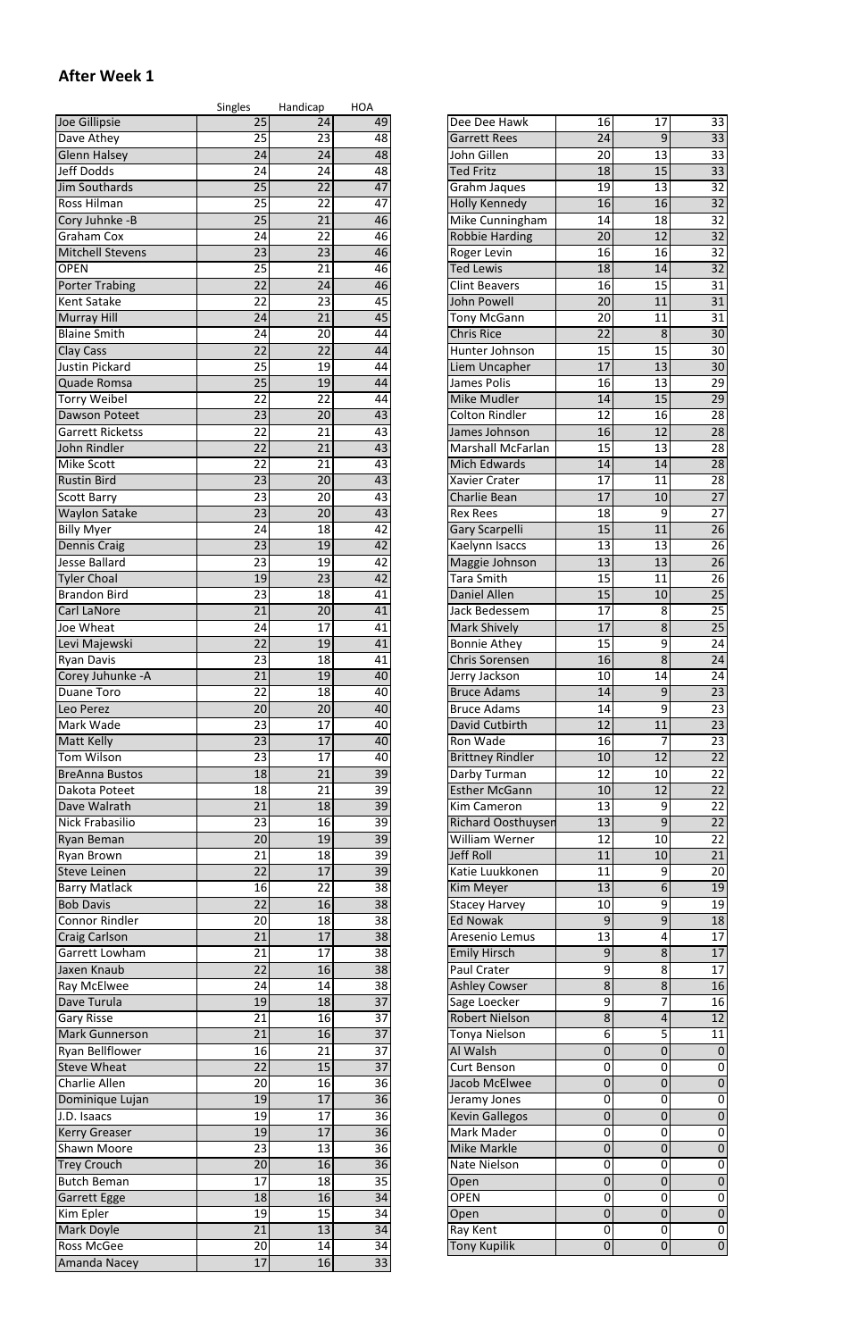## After Week 1

| | Singles | Handicap | HOA |
|---|---|---|---|
| Joe Gillipsie | 25 | 24 | 49 |
| Dave Athey | 25 | 23 | 48 |
| Glenn Halsey | 24 | 24 | 48 |
| Jeff Dodds | 24 | 24 | 48 |
| Jim Southards | 25 | 22 | 47 |
| Ross Hilman | 25 | 22 | 47 |
| Cory Juhnke -B | 25 | 21 | 46 |
| Graham Cox | 24 | 22 | 46 |
| Mitchell Stevens | 23 | 23 | 46 |
| OPEN | 25 | 21 | 46 |
| Porter Trabing | 22 | 24 | 46 |
| Kent Satake | 22 | 23 | 45 |
| Murray Hill | 24 | 21 | 45 |
| Blaine Smith | 24 | 20 | 44 |
| Clay Cass | 22 | 22 | 44 |
| Justin Pickard | 25 | 19 | 44 |
| Quade Romsa | 25 | 19 | 44 |
| Torry Weibel | 22 | 22 | 44 |
| Dawson Poteet | 23 | 20 | 43 |
| Garrett Ricketss | 22 | 21 | 43 |
| John Rindler | 22 | 21 | 43 |
| Mike Scott | 22 | 21 | 43 |
| Rustin Bird | 23 | 20 | 43 |
| Scott Barry | 23 | 20 | 43 |
| Waylon Satake | 23 | 20 | 43 |
| Billy Myer | 24 | 18 | 42 |
| Dennis Craig | 23 | 19 | 42 |
| Jesse Ballard | 23 | 19 | 42 |
| Tyler Choal | 19 | 23 | 42 |
| Brandon Bird | 23 | 18 | 41 |
| Carl LaNore | 21 | 20 | 41 |
| Joe Wheat | 24 | 17 | 41 |
| Levi Majewski | 22 | 19 | 41 |
| Ryan Davis | 23 | 18 | 41 |
| Corey Juhunke -A | 21 | 19 | 40 |
| Duane Toro | 22 | 18 | 40 |
| Leo Perez | 20 | 20 | 40 |
| Mark Wade | 23 | 17 | 40 |
| Matt Kelly | 23 | 17 | 40 |
| Tom Wilson | 23 | 17 | 40 |
| BreAnna Bustos | 18 | 21 | 39 |
| Dakota Poteet | 18 | 21 | 39 |
| Dave Walrath | 21 | 18 | 39 |
| Nick Frabasilio | 23 | 16 | 39 |
| Ryan Beman | 20 | 19 | 39 |
| Ryan Brown | 21 | 18 | 39 |
| Steve Leinen | 22 | 17 | 39 |
| Barry Matlack | 16 | 22 | 38 |
| Bob Davis | 22 | 16 | 38 |
| Connor Rindler | 20 | 18 | 38 |
| Craig Carlson | 21 | 17 | 38 |
| Garrett Lowham | 21 | 17 | 38 |
| Jaxen Knaub | 22 | 16 | 38 |
| Ray McElwee | 24 | 14 | 38 |
| Dave Turula | 19 | 18 | 37 |
| Gary Risse | 21 | 16 | 37 |
| Mark Gunnerson | 21 | 16 | 37 |
| Ryan Bellflower | 16 | 21 | 37 |
| Steve Wheat | 22 | 15 | 37 |
| Charlie Allen | 20 | 16 | 36 |
| Dominique Lujan | 19 | 17 | 36 |
| J.D. Isaacs | 19 | 17 | 36 |
| Kerry Greaser | 19 | 17 | 36 |
| Shawn Moore | 23 | 13 | 36 |
| Trey Crouch | 20 | 16 | 36 |
| Butch Beman | 17 | 18 | 35 |
| Garrett Egge | 18 | 16 | 34 |
| Kim Epler | 19 | 15 | 34 |
| Mark Doyle | 21 | 13 | 34 |
| Ross McGee | 20 | 14 | 34 |
| Amanda Nacey | 17 | 16 | 33 |
| Dee Dee Hawk | 16 | 17 | 33 |
| Garrett Rees | 24 | 9 | 33 |
| John Gillen | 20 | 13 | 33 |
| Ted Fritz | 18 | 15 | 33 |
| Grahm Jaques | 19 | 13 | 32 |
| Holly Kennedy | 16 | 16 | 32 |
| Mike Cunningham | 14 | 18 | 32 |
| Robbie Harding | 20 | 12 | 32 |
| Roger Levin | 16 | 16 | 32 |
| Ted Lewis | 18 | 14 | 32 |
| Clint Beavers | 16 | 15 | 31 |
| John Powell | 20 | 11 | 31 |
| Tony McGann | 20 | 11 | 31 |
| Chris Rice | 22 | 8 | 30 |
| Hunter Johnson | 15 | 15 | 30 |
| Liem Uncapher | 17 | 13 | 30 |
| James Polis | 16 | 13 | 29 |
| Mike Mudler | 14 | 15 | 29 |
| Colton Rindler | 12 | 16 | 28 |
| James Johnson | 16 | 12 | 28 |
| Marshall McFarlan | 15 | 13 | 28 |
| Mich Edwards | 14 | 14 | 28 |
| Xavier Crater | 17 | 11 | 28 |
| Charlie Bean | 17 | 10 | 27 |
| Rex Rees | 18 | 9 | 27 |
| Gary Scarpelli | 15 | 11 | 26 |
| Kaelynn Isaccs | 13 | 13 | 26 |
| Maggie Johnson | 13 | 13 | 26 |
| Tara Smith | 15 | 11 | 26 |
| Daniel Allen | 15 | 10 | 25 |
| Jack Bedessem | 17 | 8 | 25 |
| Mark Shively | 17 | 8 | 25 |
| Bonnie Athey | 15 | 9 | 24 |
| Chris Sorensen | 16 | 8 | 24 |
| Jerry Jackson | 10 | 14 | 24 |
| Bruce Adams | 14 | 9 | 23 |
| Bruce Adams | 14 | 9 | 23 |
| David Cutbirth | 12 | 11 | 23 |
| Ron Wade | 16 | 7 | 23 |
| Brittney Rindler | 10 | 12 | 22 |
| Darby Turman | 12 | 10 | 22 |
| Esther McGann | 10 | 12 | 22 |
| Kim Cameron | 13 | 9 | 22 |
| Richard Oosthuysen | 13 | 9 | 22 |
| William Werner | 12 | 10 | 22 |
| Jeff Roll | 11 | 10 | 21 |
| Katie Luukkonen | 11 | 9 | 20 |
| Kim Meyer | 13 | 6 | 19 |
| Stacey Harvey | 10 | 9 | 19 |
| Ed Nowak | 9 | 9 | 18 |
| Aresenio Lemus | 13 | 4 | 17 |
| Emily Hirsch | 9 | 8 | 17 |
| Paul Crater | 9 | 8 | 17 |
| Ashley Cowser | 8 | 8 | 16 |
| Sage Loecker | 9 | 7 | 16 |
| Robert Nielson | 8 | 4 | 12 |
| Tonya Nielson | 6 | 5 | 11 |
| Al Walsh | 0 | 0 | 0 |
| Curt Benson | 0 | 0 | 0 |
| Jacob McElwee | 0 | 0 | 0 |
| Jeramy Jones | 0 | 0 | 0 |
| Kevin Gallegos | 0 | 0 | 0 |
| Mark Mader | 0 | 0 | 0 |
| Mike Markle | 0 | 0 | 0 |
| Nate Nielson | 0 | 0 | 0 |
| Open | 0 | 0 | 0 |
| OPEN | 0 | 0 | 0 |
| Open | 0 | 0 | 0 |
| Ray Kent | 0 | 0 | 0 |
| Tony Kupilik | 0 | 0 | 0 |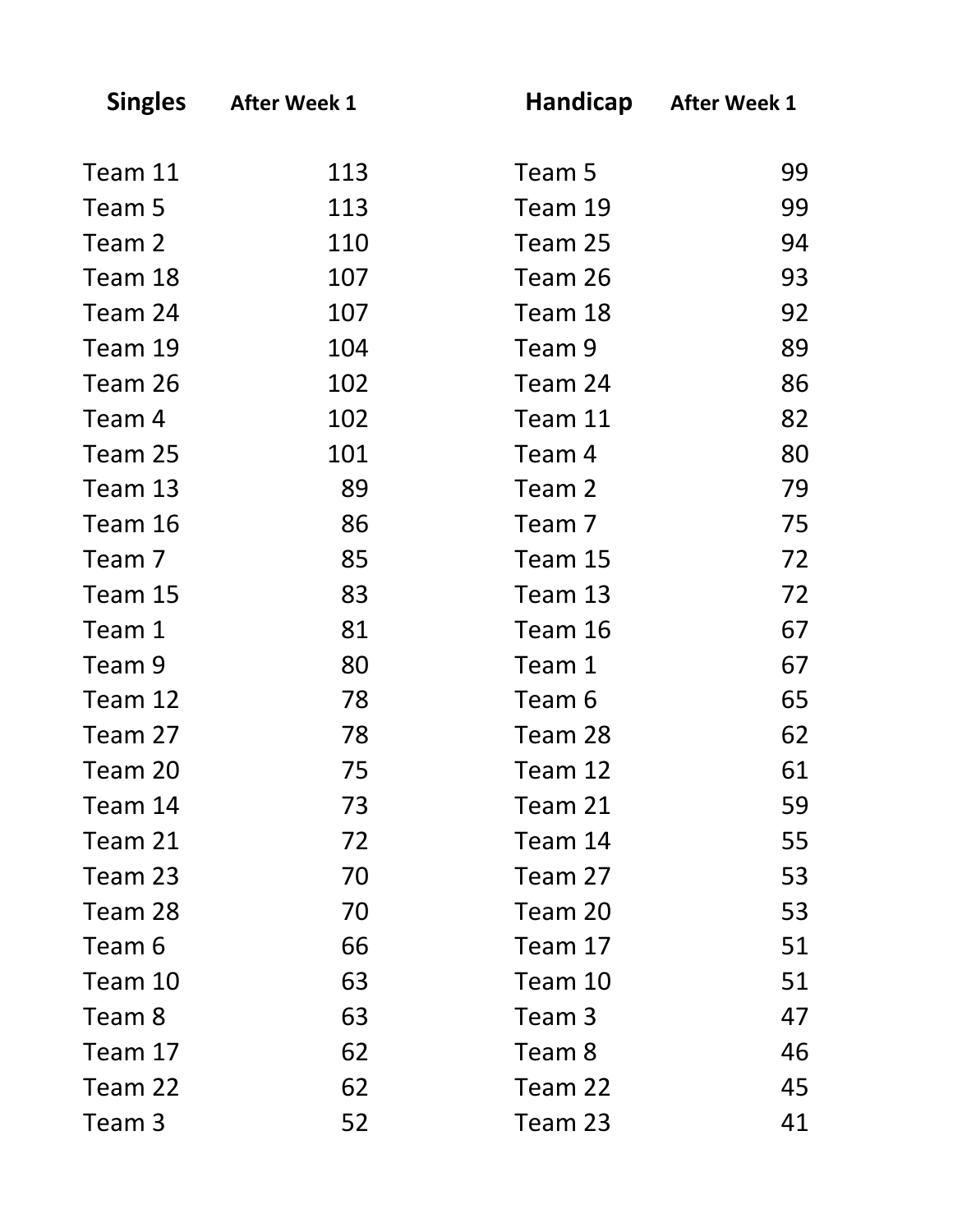| Singles | After Week 1 |
|---|---|
| Team 11 | 113 |
| Team 5 | 113 |
| Team 2 | 110 |
| Team 18 | 107 |
| Team 24 | 107 |
| Team 19 | 104 |
| Team 26 | 102 |
| Team 4 | 102 |
| Team 25 | 101 |
| Team 13 | 89 |
| Team 16 | 86 |
| Team 7 | 85 |
| Team 15 | 83 |
| Team 1 | 81 |
| Team 9 | 80 |
| Team 12 | 78 |
| Team 27 | 78 |
| Team 20 | 75 |
| Team 14 | 73 |
| Team 21 | 72 |
| Team 23 | 70 |
| Team 28 | 70 |
| Team 6 | 66 |
| Team 10 | 63 |
| Team 8 | 63 |
| Team 17 | 62 |
| Team 22 | 62 |
| Team 3 | 52 |

| Handicap | After Week 1 |
|---|---|
| Team 5 | 99 |
| Team 19 | 99 |
| Team 25 | 94 |
| Team 26 | 93 |
| Team 18 | 92 |
| Team 9 | 89 |
| Team 24 | 86 |
| Team 11 | 82 |
| Team 4 | 80 |
| Team 2 | 79 |
| Team 7 | 75 |
| Team 15 | 72 |
| Team 13 | 72 |
| Team 16 | 67 |
| Team 1 | 67 |
| Team 6 | 65 |
| Team 28 | 62 |
| Team 12 | 61 |
| Team 21 | 59 |
| Team 14 | 55 |
| Team 27 | 53 |
| Team 20 | 53 |
| Team 17 | 51 |
| Team 10 | 51 |
| Team 3 | 47 |
| Team 8 | 46 |
| Team 22 | 45 |
| Team 23 | 41 |